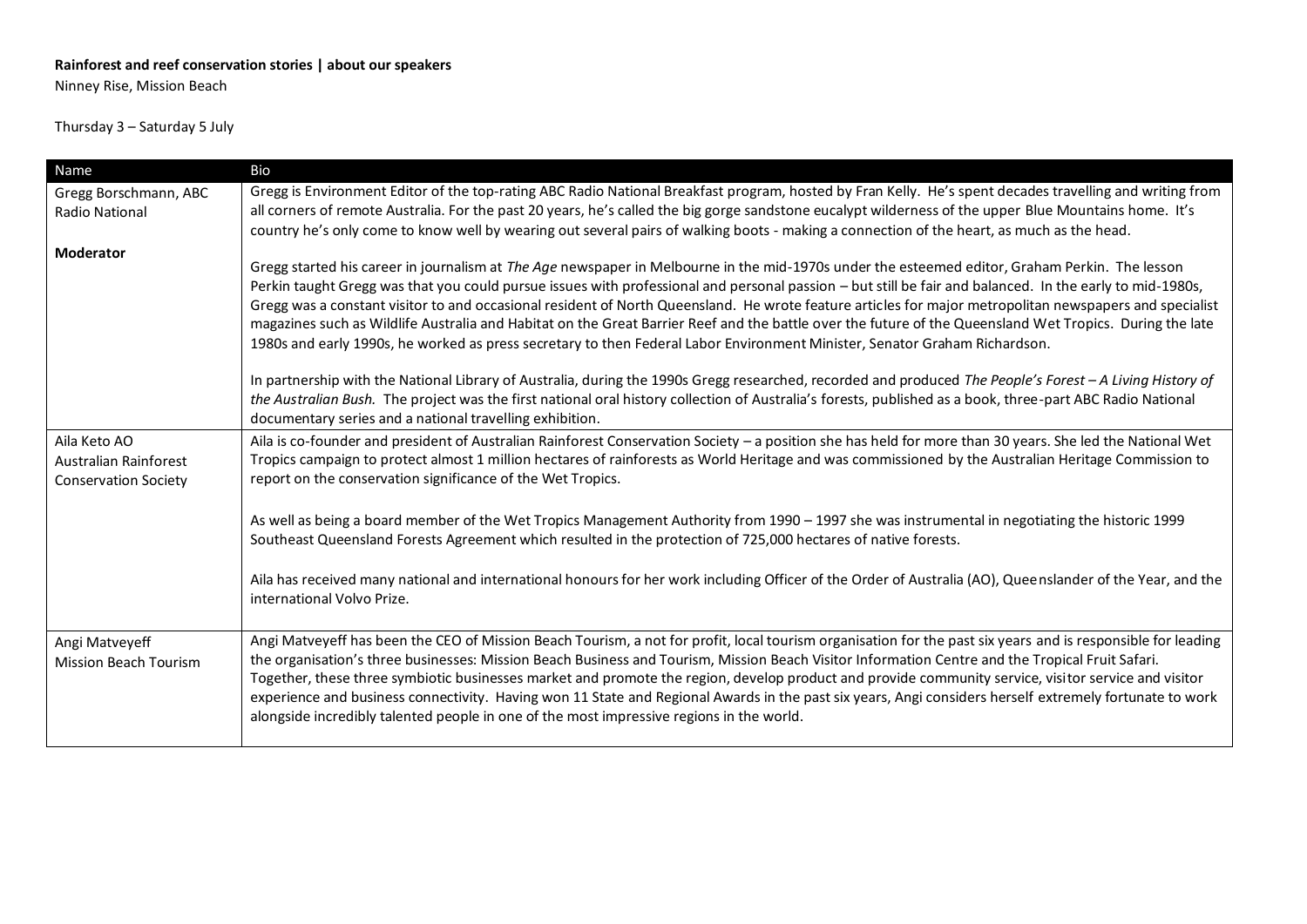**Rainforest and reef conservation stories | about our speakers**

Ninney Rise, Mission Beach

Thursday 3 – Saturday 5 July

| Name | Bio |
|---|---|
| Gregg Borschmann, ABC Radio National<br><br>**Moderator** | Gregg is Environment Editor of the top-rating ABC Radio National Breakfast program, hosted by Fran Kelly. He's spent decades travelling and writing from all corners of remote Australia. For the past 20 years, he's called the big gorge sandstone eucalypt wilderness of the upper Blue Mountains home. It's country he's only come to know well by wearing out several pairs of walking boots - making a connection of the heart, as much as the head.<br><br>Gregg started his career in journalism at *The Age* newspaper in Melbourne in the mid-1970s under the esteemed editor, Graham Perkin. The lesson Perkin taught Gregg was that you could pursue issues with professional and personal passion – but still be fair and balanced. In the early to mid-1980s, Gregg was a constant visitor to and occasional resident of North Queensland. He wrote feature articles for major metropolitan newspapers and specialist magazines such as Wildlife Australia and Habitat on the Great Barrier Reef and the battle over the future of the Queensland Wet Tropics. During the late 1980s and early 1990s, he worked as press secretary to then Federal Labor Environment Minister, Senator Graham Richardson.<br><br>In partnership with the National Library of Australia, during the 1990s Gregg researched, recorded and produced *The People's Forest – A Living History of the Australian Bush.* The project was the first national oral history collection of Australia's forests, published as a book, three-part ABC Radio National documentary series and a national travelling exhibition. |
| Aila Keto AO<br>Australian Rainforest Conservation Society | Aila is co-founder and president of Australian Rainforest Conservation Society – a position she has held for more than 30 years. She led the National Wet Tropics campaign to protect almost 1 million hectares of rainforests as World Heritage and was commissioned by the Australian Heritage Commission to report on the conservation significance of the Wet Tropics.<br><br>As well as being a board member of the Wet Tropics Management Authority from 1990 – 1997 she was instrumental in negotiating the historic 1999 Southeast Queensland Forests Agreement which resulted in the protection of 725,000 hectares of native forests.<br><br>Aila has received many national and international honours for her work including Officer of the Order of Australia (AO), Queenslander of the Year, and the international Volvo Prize. |
| Angi Matveyeff<br>Mission Beach Tourism | Angi Matveyeff has been the CEO of Mission Beach Tourism, a not for profit, local tourism organisation for the past six years and is responsible for leading the organisation's three businesses: Mission Beach Business and Tourism, Mission Beach Visitor Information Centre and the Tropical Fruit Safari. Together, these three symbiotic businesses market and promote the region, develop product and provide community service, visitor service and visitor experience and business connectivity. Having won 11 State and Regional Awards in the past six years, Angi considers herself extremely fortunate to work alongside incredibly talented people in one of the most impressive regions in the world. |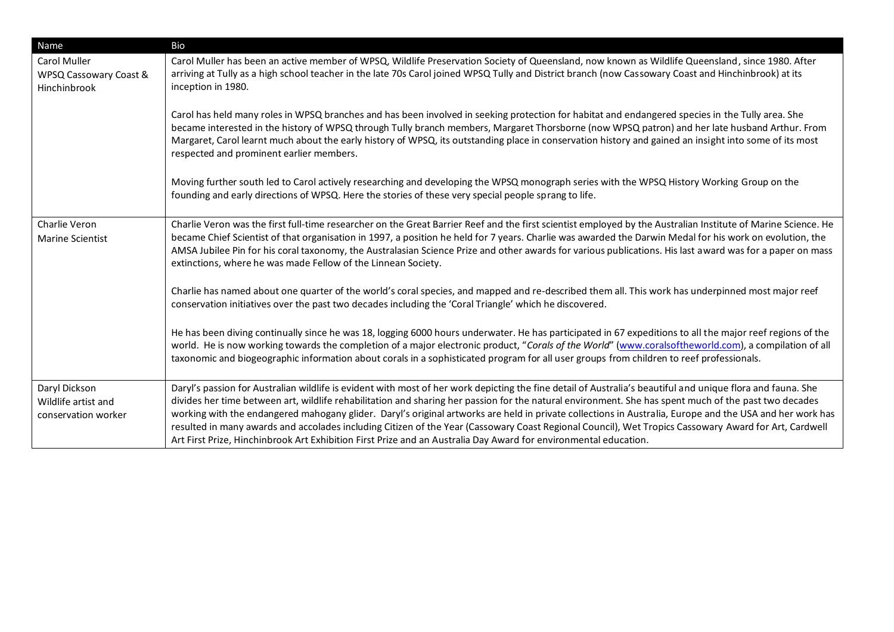| Name | Bio |
|---|---|
| Carol Muller<br>WPSQ Cassowary Coast & Hinchinbrook | Carol Muller has been an active member of WPSQ, Wildlife Preservation Society of Queensland, now known as Wildlife Queensland, since 1980. After arriving at Tully as a high school teacher in the late 70s Carol joined WPSQ Tully and District branch (now Cassowary Coast and Hinchinbrook) at its inception in 1980.<br><br>Carol has held many roles in WPSQ branches and has been involved in seeking protection for habitat and endangered species in the Tully area. She became interested in the history of WPSQ through Tully branch members, Margaret Thorsborne (now WPSQ patron) and her late husband Arthur. From Margaret, Carol learnt much about the early history of WPSQ, its outstanding place in conservation history and gained an insight into some of its most respected and prominent earlier members.<br><br>Moving further south led to Carol actively researching and developing the WPSQ monograph series with the WPSQ History Working Group on the founding and early directions of WPSQ. Here the stories of these very special people sprang to life. |
| Charlie Veron<br>Marine Scientist | Charlie Veron was the first full-time researcher on the Great Barrier Reef and the first scientist employed by the Australian Institute of Marine Science. He became Chief Scientist of that organisation in 1997, a position he held for 7 years. Charlie was awarded the Darwin Medal for his work on evolution, the AMSA Jubilee Pin for his coral taxonomy, the Australasian Science Prize and other awards for various publications. His last award was for a paper on mass extinctions, where he was made Fellow of the Linnean Society.<br><br>Charlie has named about one quarter of the world's coral species, and mapped and re-described them all. This work has underpinned most major reef conservation initiatives over the past two decades including the 'Coral Triangle' which he discovered.<br><br>He has been diving continually since he was 18, logging 6000 hours underwater. He has participated in 67 expeditions to all the major reef regions of the world. He is now working towards the completion of a major electronic product, "*Corals of the World*" (www.coralsoftheworld.com), a compilation of all taxonomic and biogeographic information about corals in a sophisticated program for all user groups from children to reef professionals. |
| Daryl Dickson<br>Wildlife artist and conservation worker | Daryl's passion for Australian wildlife is evident with most of her work depicting the fine detail of Australia's beautiful and unique flora and fauna. She divides her time between art, wildlife rehabilitation and sharing her passion for the natural environment. She has spent much of the past two decades working with the endangered mahogany glider. Daryl's original artworks are held in private collections in Australia, Europe and the USA and her work has resulted in many awards and accolades including Citizen of the Year (Cassowary Coast Regional Council), Wet Tropics Cassowary Award for Art, Cardwell Art First Prize, Hinchinbrook Art Exhibition First Prize and an Australia Day Award for environmental education. |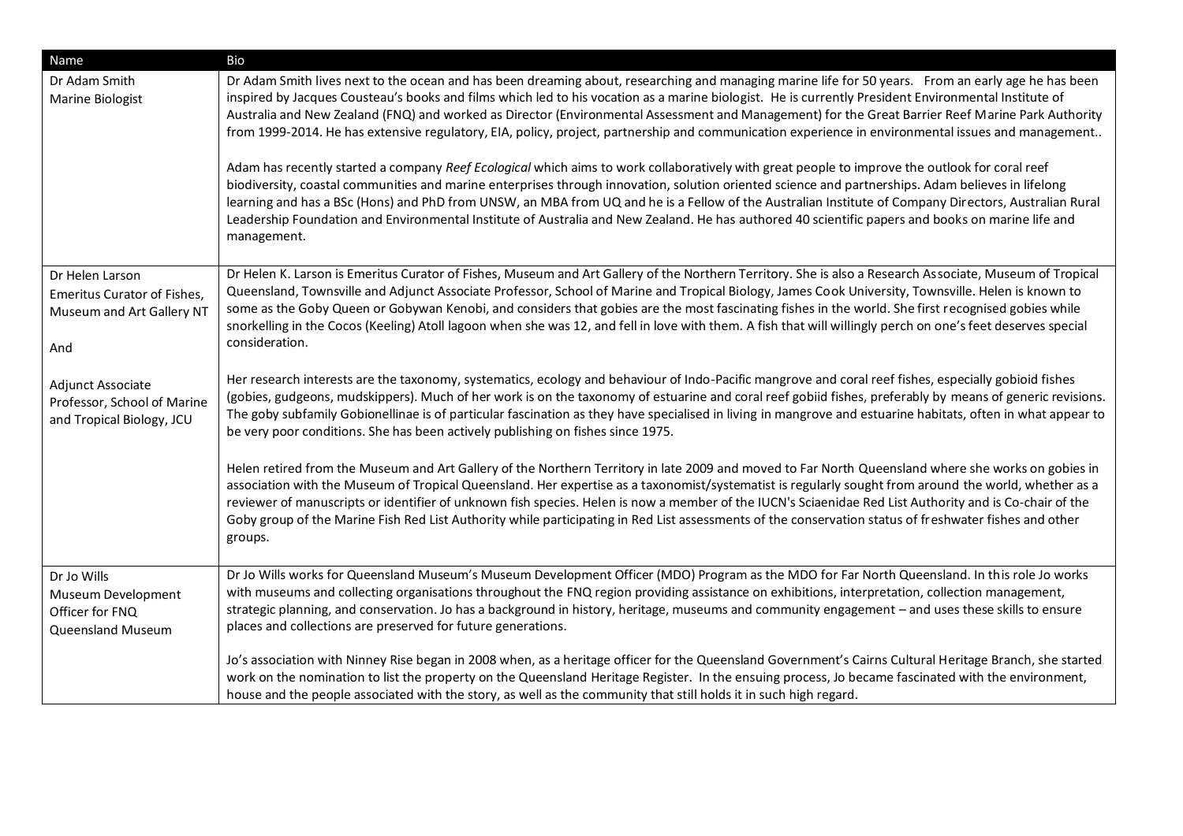| Name | Bio |
|---|---|
| Dr Adam Smith<br>Marine Biologist | Dr Adam Smith lives next to the ocean and has been dreaming about, researching and managing marine life for 50 years. From an early age he has been inspired by Jacques Cousteau's books and films which led to his vocation as a marine biologist. He is currently President Environmental Institute of Australia and New Zealand (FNQ) and worked as Director (Environmental Assessment and Management) for the Great Barrier Reef Marine Park Authority from 1999-2014. He has extensive regulatory, EIA, policy, project, partnership and communication experience in environmental issues and management..<br><br>Adam has recently started a company *Reef Ecological* which aims to work collaboratively with great people to improve the outlook for coral reef biodiversity, coastal communities and marine enterprises through innovation, solution oriented science and partnerships. Adam believes in lifelong learning and has a BSc (Hons) and PhD from UNSW, an MBA from UQ and he is a Fellow of the Australian Institute of Company Directors, Australian Rural Leadership Foundation and Environmental Institute of Australia and New Zealand. He has authored 40 scientific papers and books on marine life and management. |
| Dr Helen Larson<br>Emeritus Curator of Fishes, Museum and Art Gallery NT<br><br>And<br><br>Adjunct Associate Professor, School of Marine and Tropical Biology, JCU | Dr Helen K. Larson is Emeritus Curator of Fishes, Museum and Art Gallery of the Northern Territory. She is also a Research Associate, Museum of Tropical Queensland, Townsville and Adjunct Associate Professor, School of Marine and Tropical Biology, James Cook University, Townsville. Helen is known to some as the Goby Queen or Gobywan Kenobi, and considers that gobies are the most fascinating fishes in the world. She first recognised gobies while snorkelling in the Cocos (Keeling) Atoll lagoon when she was 12, and fell in love with them. A fish that will willingly perch on one's feet deserves special consideration.<br><br>Her research interests are the taxonomy, systematics, ecology and behaviour of Indo-Pacific mangrove and coral reef fishes, especially gobioid fishes (gobies, gudgeons, mudskippers). Much of her work is on the taxonomy of estuarine and coral reef gobiid fishes, preferably by means of generic revisions. The goby subfamily Gobionellinae is of particular fascination as they have specialised in living in mangrove and estuarine habitats, often in what appear to be very poor conditions. She has been actively publishing on fishes since 1975.<br><br>Helen retired from the Museum and Art Gallery of the Northern Territory in late 2009 and moved to Far North Queensland where she works on gobies in association with the Museum of Tropical Queensland. Her expertise as a taxonomist/systematist is regularly sought from around the world, whether as a reviewer of manuscripts or identifier of unknown fish species. Helen is now a member of the IUCN's Sciaenidae Red List Authority and is Co-chair of the Goby group of the Marine Fish Red List Authority while participating in Red List assessments of the conservation status of freshwater fishes and other groups. |
| Dr Jo Wills<br>Museum Development Officer for FNQ<br>Queensland Museum | Dr Jo Wills works for Queensland Museum's Museum Development Officer (MDO) Program as the MDO for Far North Queensland. In this role Jo works with museums and collecting organisations throughout the FNQ region providing assistance on exhibitions, interpretation, collection management, strategic planning, and conservation. Jo has a background in history, heritage, museums and community engagement – and uses these skills to ensure places and collections are preserved for future generations.<br><br>Jo's association with Ninney Rise began in 2008 when, as a heritage officer for the Queensland Government's Cairns Cultural Heritage Branch, she started work on the nomination to list the property on the Queensland Heritage Register. In the ensuing process, Jo became fascinated with the environment, house and the people associated with the story, as well as the community that still holds it in such high regard. |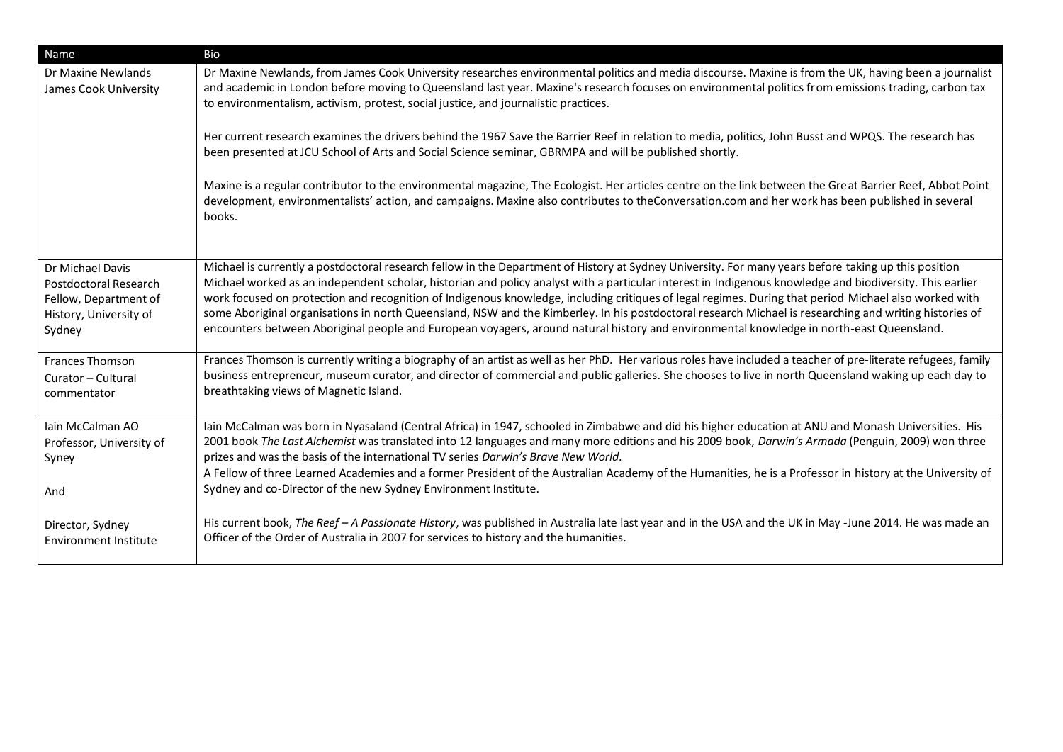| Name | Bio |
|---|---|
| Dr Maxine Newlands<br>James Cook University | Dr Maxine Newlands, from James Cook University researches environmental politics and media discourse. Maxine is from the UK, having been a journalist and academic in London before moving to Queensland last year. Maxine's research focuses on environmental politics from emissions trading, carbon tax to environmentalism, activism, protest, social justice, and journalistic practices.<br><br>Her current research examines the drivers behind the 1967 Save the Barrier Reef in relation to media, politics, John Busst and WPQS. The research has been presented at JCU School of Arts and Social Science seminar, GBRMPA and will be published shortly.<br><br>Maxine is a regular contributor to the environmental magazine, The Ecologist. Her articles centre on the link between the Great Barrier Reef, Abbot Point development, environmentalists' action, and campaigns. Maxine also contributes to theConversation.com and her work has been published in several books. |
| Dr Michael Davis<br>Postdoctoral Research Fellow, Department of History, University of Sydney | Michael is currently a postdoctoral research fellow in the Department of History at Sydney University. For many years before taking up this position Michael worked as an independent scholar, historian and policy analyst with a particular interest in Indigenous knowledge and biodiversity. This earlier work focused on protection and recognition of Indigenous knowledge, including critiques of legal regimes. During that period Michael also worked with some Aboriginal organisations in north Queensland, NSW and the Kimberley. In his postdoctoral research Michael is researching and writing histories of encounters between Aboriginal people and European voyagers, around natural history and environmental knowledge in north-east Queensland. |
| Frances Thomson<br>Curator – Cultural commentator | Frances Thomson is currently writing a biography of an artist as well as her PhD. Her various roles have included a teacher of pre-literate refugees, family business entrepreneur, museum curator, and director of commercial and public galleries. She chooses to live in north Queensland waking up each day to breathtaking views of Magnetic Island. |
| Iain McCalman AO<br>Professor, University of Syney<br><br>And<br><br>Director, Sydney Environment Institute | Iain McCalman was born in Nyasaland (Central Africa) in 1947, schooled in Zimbabwe and did his higher education at ANU and Monash Universities. His 2001 book *The Last Alchemist* was translated into 12 languages and many more editions and his 2009 book, *Darwin's Armada* (Penguin, 2009) won three prizes and was the basis of the international TV series *Darwin's Brave New World*.<br>A Fellow of three Learned Academies and a former President of the Australian Academy of the Humanities, he is a Professor in history at the University of Sydney and co-Director of the new Sydney Environment Institute.<br><br>His current book, *The Reef – A Passionate History*, was published in Australia late last year and in the USA and the UK in May -June 2014. He was made an Officer of the Order of Australia in 2007 for services to history and the humanities. |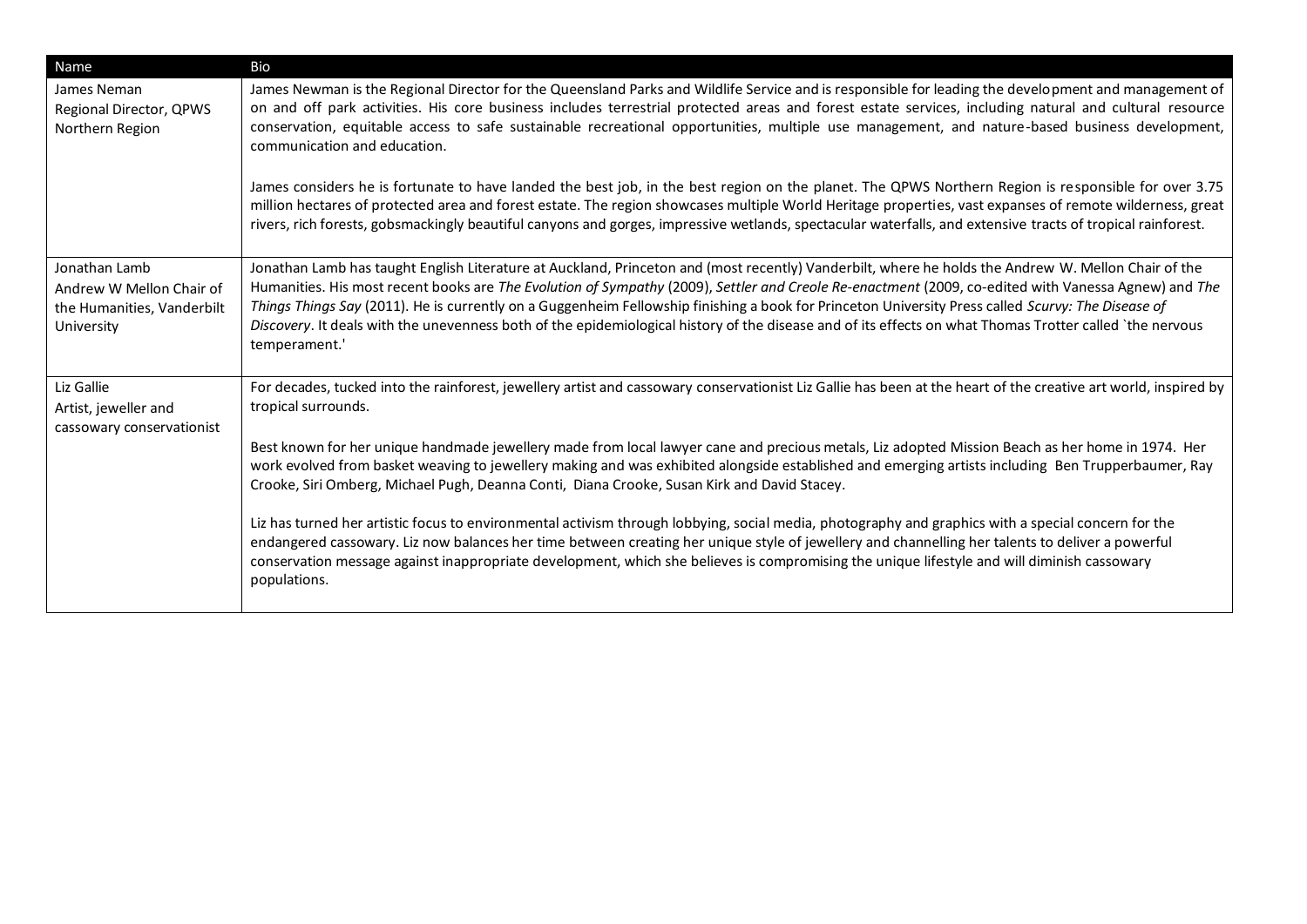| Name | Bio |
| --- | --- |
| James Neman<br>Regional Director, QPWS Northern Region | James Newman is the Regional Director for the Queensland Parks and Wildlife Service and is responsible for leading the development and management of on and off park activities. His core business includes terrestrial protected areas and forest estate services, including natural and cultural resource conservation, equitable access to safe sustainable recreational opportunities, multiple use management, and nature-based business development, communication and education.<br><br>James considers he is fortunate to have landed the best job, in the best region on the planet. The QPWS Northern Region is responsible for over 3.75 million hectares of protected area and forest estate. The region showcases multiple World Heritage properties, vast expanses of remote wilderness, great rivers, rich forests, gobsmackingly beautiful canyons and gorges, impressive wetlands, spectacular waterfalls, and extensive tracts of tropical rainforest. |
| Jonathan Lamb<br>Andrew W Mellon Chair of the Humanities, Vanderbilt University | Jonathan Lamb has taught English Literature at Auckland, Princeton and (most recently) Vanderbilt, where he holds the Andrew W. Mellon Chair of the Humanities. His most recent books are *The Evolution of Sympathy* (2009), *Settler and Creole Re-enactment* (2009, co-edited with Vanessa Agnew) and *The Things Things Say* (2011). He is currently on a Guggenheim Fellowship finishing a book for Princeton University Press called *Scurvy: The Disease of Discovery*. It deals with the unevenness both of the epidemiological history of the disease and of its effects on what Thomas Trotter called `the nervous temperament.' |
| Liz Gallie<br>Artist, jeweller and cassowary conservationist | For decades, tucked into the rainforest, jewellery artist and cassowary conservationist Liz Gallie has been at the heart of the creative art world, inspired by tropical surrounds.<br><br>Best known for her unique handmade jewellery made from local lawyer cane and precious metals, Liz adopted Mission Beach as her home in 1974. Her work evolved from basket weaving to jewellery making and was exhibited alongside established and emerging artists including Ben Trupperbaumer, Ray Crooke, Siri Omberg, Michael Pugh, Deanna Conti, Diana Crooke, Susan Kirk and David Stacey.<br><br>Liz has turned her artistic focus to environmental activism through lobbying, social media, photography and graphics with a special concern for the endangered cassowary. Liz now balances her time between creating her unique style of jewellery and channelling her talents to deliver a powerful conservation message against inappropriate development, which she believes is compromising the unique lifestyle and will diminish cassowary populations. |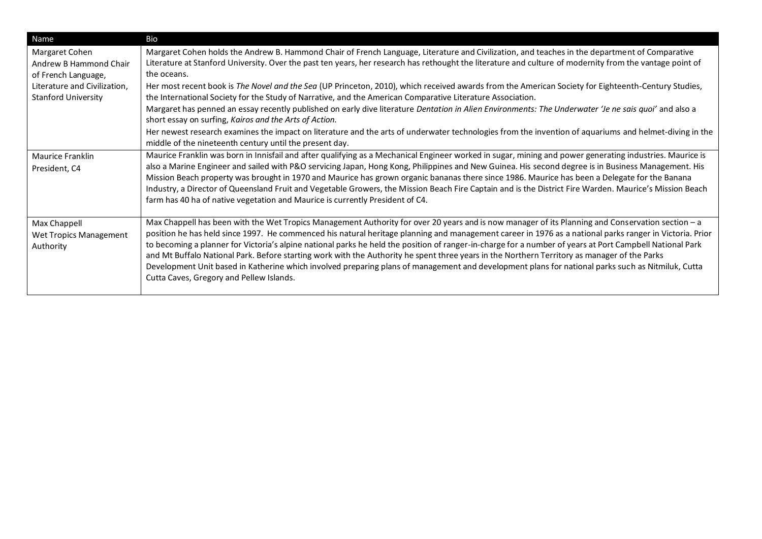| Name | Bio |
|---|---|
| Margaret Cohen<br>Andrew B Hammond Chair of French Language, Literature and Civilization, Stanford University | Margaret Cohen holds the Andrew B. Hammond Chair of French Language, Literature and Civilization, and teaches in the department of Comparative Literature at Stanford University. Over the past ten years, her research has rethought the literature and culture of modernity from the vantage point of the oceans.<br>Her most recent book is *The Novel and the Sea* (UP Princeton, 2010), which received awards from the American Society for Eighteenth-Century Studies, the International Society for the Study of Narrative, and the American Comparative Literature Association.<br>Margaret has penned an essay recently published on early dive literature *Dentation in Alien Environments: The Underwater 'Je ne sais quoi'* and also a short essay on surfing, *Kairos and the Arts of Action.*<br>Her newest research examines the impact on literature and the arts of underwater technologies from the invention of aquariums and helmet-diving in the middle of the nineteenth century until the present day. |
| Maurice Franklin<br>President, C4 | Maurice Franklin was born in Innisfail and after qualifying as a Mechanical Engineer worked in sugar, mining and power generating industries. Maurice is also a Marine Engineer and sailed with P&O servicing Japan, Hong Kong, Philippines and New Guinea. His second degree is in Business Management. His Mission Beach property was brought in 1970 and Maurice has grown organic bananas there since 1986. Maurice has been a Delegate for the Banana Industry, a Director of Queensland Fruit and Vegetable Growers, the Mission Beach Fire Captain and is the District Fire Warden. Maurice's Mission Beach farm has 40 ha of native vegetation and Maurice is currently President of C4. |
| Max Chappell<br>Wet Tropics Management Authority | Max Chappell has been with the Wet Tropics Management Authority for over 20 years and is now manager of its Planning and Conservation section – a position he has held since 1997. He commenced his natural heritage planning and management career in 1976 as a national parks ranger in Victoria. Prior to becoming a planner for Victoria's alpine national parks he held the position of ranger-in-charge for a number of years at Port Campbell National Park and Mt Buffalo National Park. Before starting work with the Authority he spent three years in the Northern Territory as manager of the Parks Development Unit based in Katherine which involved preparing plans of management and development plans for national parks such as Nitmiluk, Cutta Cutta Caves, Gregory and Pellew Islands. |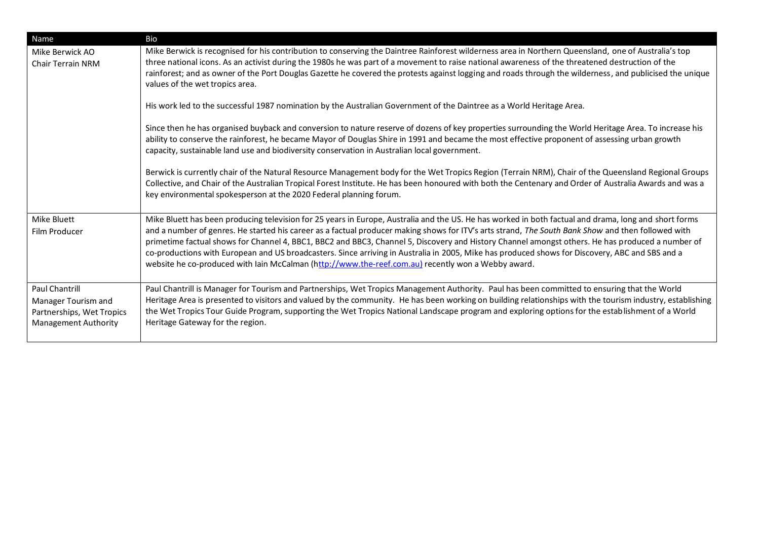| Name | Bio |
|---|---|
| Mike Berwick AO<br>Chair Terrain NRM | Mike Berwick is recognised for his contribution to conserving the Daintree Rainforest wilderness area in Northern Queensland, one of Australia's top three national icons. As an activist during the 1980s he was part of a movement to raise national awareness of the threatened destruction of the rainforest; and as owner of the Port Douglas Gazette he covered the protests against logging and roads through the wilderness, and publicised the unique values of the wet tropics area.<br><br>His work led to the successful 1987 nomination by the Australian Government of the Daintree as a World Heritage Area.<br><br>Since then he has organised buyback and conversion to nature reserve of dozens of key properties surrounding the World Heritage Area. To increase his ability to conserve the rainforest, he became Mayor of Douglas Shire in 1991 and became the most effective proponent of assessing urban growth capacity, sustainable land use and biodiversity conservation in Australian local government.<br><br>Berwick is currently chair of the Natural Resource Management body for the Wet Tropics Region (Terrain NRM), Chair of the Queensland Regional Groups Collective, and Chair of the Australian Tropical Forest Institute. He has been honoured with both the Centenary and Order of Australia Awards and was a key environmental spokesperson at the 2020 Federal planning forum. |
| Mike Bluett<br>Film Producer | Mike Bluett has been producing television for 25 years in Europe, Australia and the US. He has worked in both factual and drama, long and short forms and a number of genres. He started his career as a factual producer making shows for ITV's arts strand, *The South Bank Show* and then followed with primetime factual shows for Channel 4, BBC1, BBC2 and BBC3, Channel 5, Discovery and History Channel amongst others. He has produced a number of co-productions with European and US broadcasters. Since arriving in Australia in 2005, Mike has produced shows for Discovery, ABC and SBS and a website he co-produced with Iain McCalman (http://www.the-reef.com.au) recently won a Webby award. |
| Paul Chantrill<br>Manager Tourism and Partnerships, Wet Tropics Management Authority | Paul Chantrill is Manager for Tourism and Partnerships, Wet Tropics Management Authority. Paul has been committed to ensuring that the World Heritage Area is presented to visitors and valued by the community. He has been working on building relationships with the tourism industry, establishing the Wet Tropics Tour Guide Program, supporting the Wet Tropics National Landscape program and exploring options for the establishment of a World Heritage Gateway for the region. |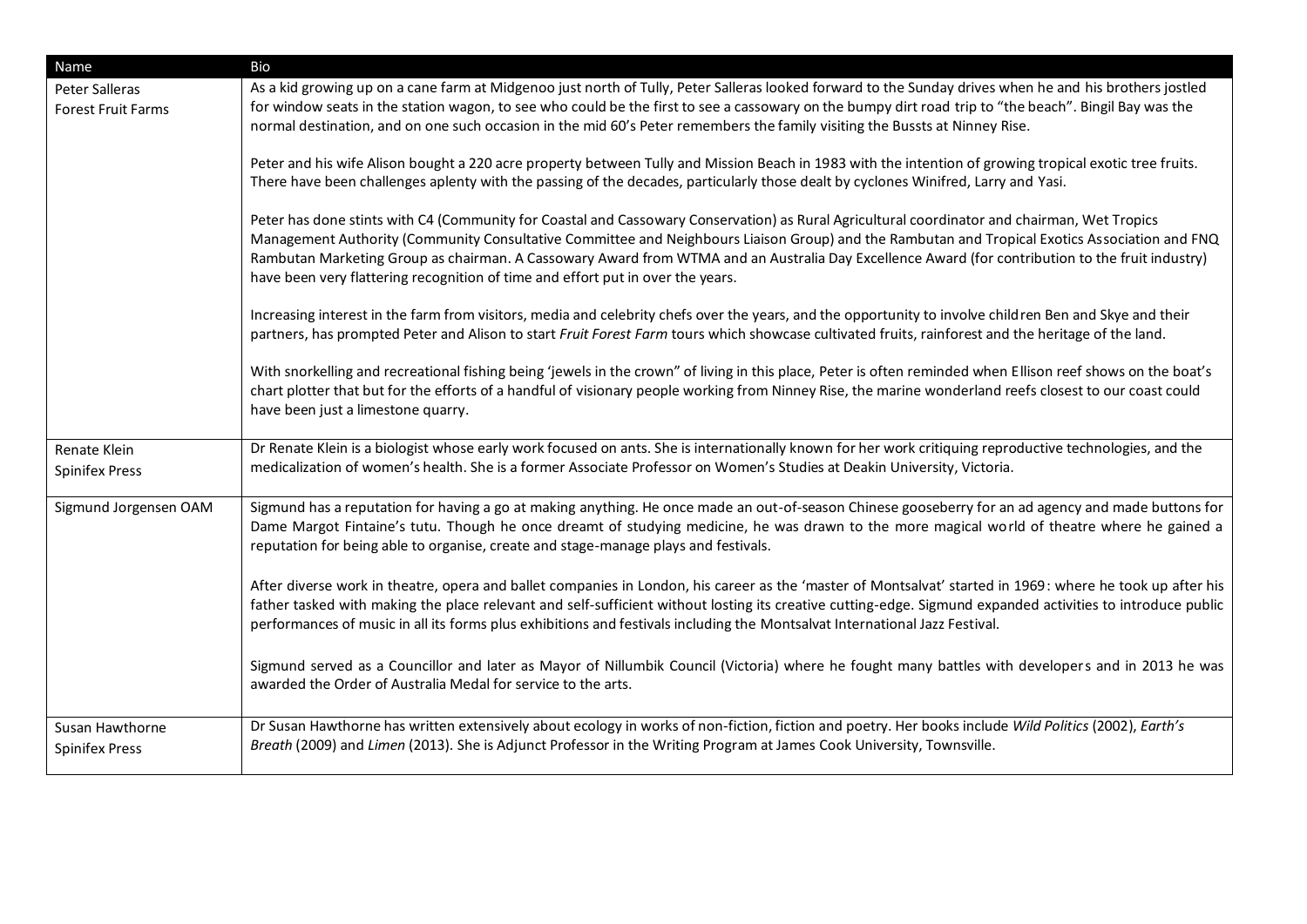| Name | Bio |
| --- | --- |
| Peter Salleras<br>Forest Fruit Farms | As a kid growing up on a cane farm at Midgenoo just north of Tully, Peter Salleras looked forward to the Sunday drives when he and his brothers jostled for window seats in the station wagon, to see who could be the first to see a cassowary on the bumpy dirt road trip to "the beach". Bingil Bay was the normal destination, and on one such occasion in the mid 60's Peter remembers the family visiting the Bussts at Ninney Rise.<br><br>Peter and his wife Alison bought a 220 acre property between Tully and Mission Beach in 1983 with the intention of growing tropical exotic tree fruits. There have been challenges aplenty with the passing of the decades, particularly those dealt by cyclones Winifred, Larry and Yasi.<br><br>Peter has done stints with C4 (Community for Coastal and Cassowary Conservation) as Rural Agricultural coordinator and chairman, Wet Tropics Management Authority (Community Consultative Committee and Neighbours Liaison Group) and the Rambutan and Tropical Exotics Association and FNQ Rambutan Marketing Group as chairman. A Cassowary Award from WTMA and an Australia Day Excellence Award (for contribution to the fruit industry) have been very flattering recognition of time and effort put in over the years.<br><br>Increasing interest in the farm from visitors, media and celebrity chefs over the years, and the opportunity to involve children Ben and Skye and their partners, has prompted Peter and Alison to start *Fruit Forest Farm* tours which showcase cultivated fruits, rainforest and the heritage of the land.<br><br>With snorkelling and recreational fishing being 'jewels in the crown" of living in this place, Peter is often reminded when Ellison reef shows on the boat's chart plotter that but for the efforts of a handful of visionary people working from Ninney Rise, the marine wonderland reefs closest to our coast could have been just a limestone quarry. |
| Renate Klein<br>Spinifex Press | Dr Renate Klein is a biologist whose early work focused on ants. She is internationally known for her work critiquing reproductive technologies, and the medicalization of women's health. She is a former Associate Professor on Women's Studies at Deakin University, Victoria. |
| Sigmund Jorgensen OAM | Sigmund has a reputation for having a go at making anything. He once made an out-of-season Chinese gooseberry for an ad agency and made buttons for Dame Margot Fintaine's tutu. Though he once dreamt of studying medicine, he was drawn to the more magical world of theatre where he gained a reputation for being able to organise, create and stage-manage plays and festivals.<br><br>After diverse work in theatre, opera and ballet companies in London, his career as the 'master of Montsalvat' started in 1969: where he took up after his father tasked with making the place relevant and self-sufficient without losting its creative cutting-edge. Sigmund expanded activities to introduce public performances of music in all its forms plus exhibitions and festivals including the Montsalvat International Jazz Festival.<br><br>Sigmund served as a Councillor and later as Mayor of Nillumbik Council (Victoria) where he fought many battles with developers and in 2013 he was awarded the Order of Australia Medal for service to the arts. |
| Susan Hawthorne<br>Spinifex Press | Dr Susan Hawthorne has written extensively about ecology in works of non-fiction, fiction and poetry. Her books include *Wild Politics* (2002), *Earth's Breath* (2009) and *Limen* (2013). She is Adjunct Professor in the Writing Program at James Cook University, Townsville. |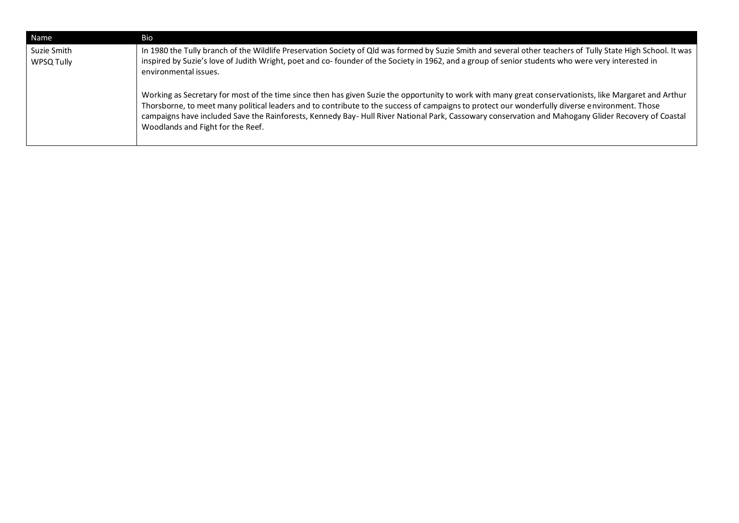| Name | Bio |
| --- | --- |
| Suzie Smith<br>WPSQ Tully | In 1980 the Tully branch of the Wildlife Preservation Society of Qld was formed by Suzie Smith and several other teachers of Tully State High School. It was inspired by Suzie's love of Judith Wright, poet and co- founder of the Society in 1962, and a group of senior students who were very interested in environmental issues.<br><br>Working as Secretary for most of the time since then has given Suzie the opportunity to work with many great conservationists, like Margaret and Arthur Thorsborne, to meet many political leaders and to contribute to the success of campaigns to protect our wonderfully diverse environment. Those campaigns have included Save the Rainforests, Kennedy Bay- Hull River National Park, Cassowary conservation and Mahogany Glider Recovery of Coastal Woodlands and Fight for the Reef. |